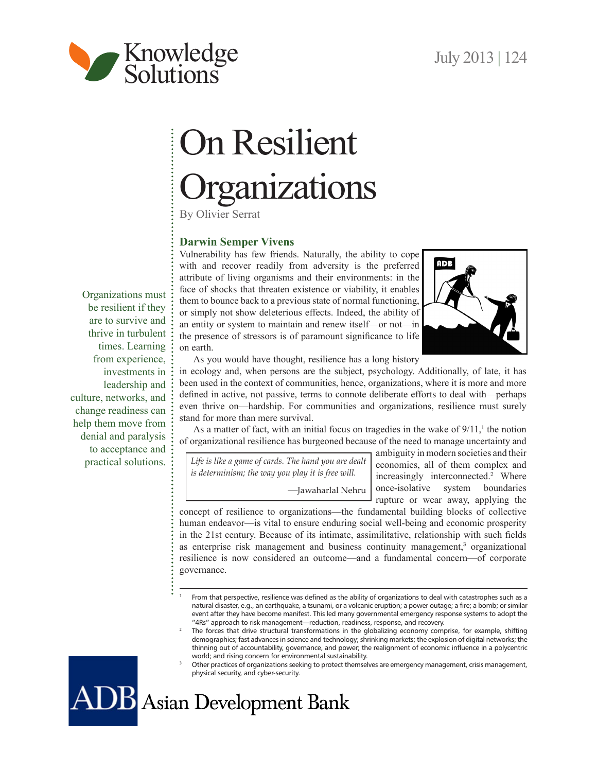# On Resilient Organizations

By Olivier Serrat

Organizations must be resilient if they are to survive and thrive in turbulent times. Learning from experience, investments in leadership and culture, networks, and change readiness can help them move from denial and paralysis to acceptance and practical solutions.

## Darwin Semper Vivens

Vulnerability has few friends. Naturally, the ability to cope with and recover readily from adversity is the preferred attribute of living organisms and their environments: in the face of shocks that threaten existence or viability, it enables them to bounce back to a previous state of normal functioning, or simply not show deleterious effects. Indeed, the ability of an entity or system to maintain and renew itself—or not—in the presence of stressors is of paramount significance to life on earth.

As you would have thought, resilience has a long history in ecology and, when persons are the subject, psychology. Additionally, of late, it has been used in the context of communities, hence, organizations, where it is more and more defined in active, not passive, terms to connote deliberate efforts to deal with—perhaps even thrive on—hardship. For communities and organizations, resilience must surely stand for more than mere survival.

As a matter of fact, with an initial focus on tragedies in the wake of 9/11,[1] the notion of organizational resilience has burgeoned because of the need to manage uncertainty and ambiguity in modern societies and their economies, all of them complex and increasingly interconnected.[2] Where once-isolative system boundaries rupture or wear away, applying the concept of resilience to organizations—the fundamental building blocks of collective human endeavor—is vital to ensure enduring social well-being and economic prosperity in the 21st century. Because of its intimate, assimilitative, relationship with such fields as enterprise risk management and business continuity management,[3] organizational resilience is now considered an outcome—and a fundamental concern—of corporate governance.

> *Life is like a game of cards. The hand you are dealt is determinism; the way you play it is free will.*
>
> —Jawaharlal Nehru

---

[1] From that perspective, resilience was defined as the ability of organizations to deal with catastrophes such as a natural disaster, e.g., an earthquake, a tsunami, or a volcanic eruption; a power outage; a fire; a bomb; or similar event after they have become manifest. This led many governmental emergency response systems to adopt the "4Rs" approach to risk management—reduction, readiness, response, and recovery.

[2] The forces that drive structural transformations in the globalizing economy comprise, for example, shifting demographics; fast advances in science and technology; shrinking markets; the explosion of digital networks; the thinning out of accountability, governance, and power; the realignment of economic influence in a polycentric world; and rising concern for environmental sustainability.

[3] Other practices of organizations seeking to protect themselves are emergency management, crisis management, physical security, and cyber-security.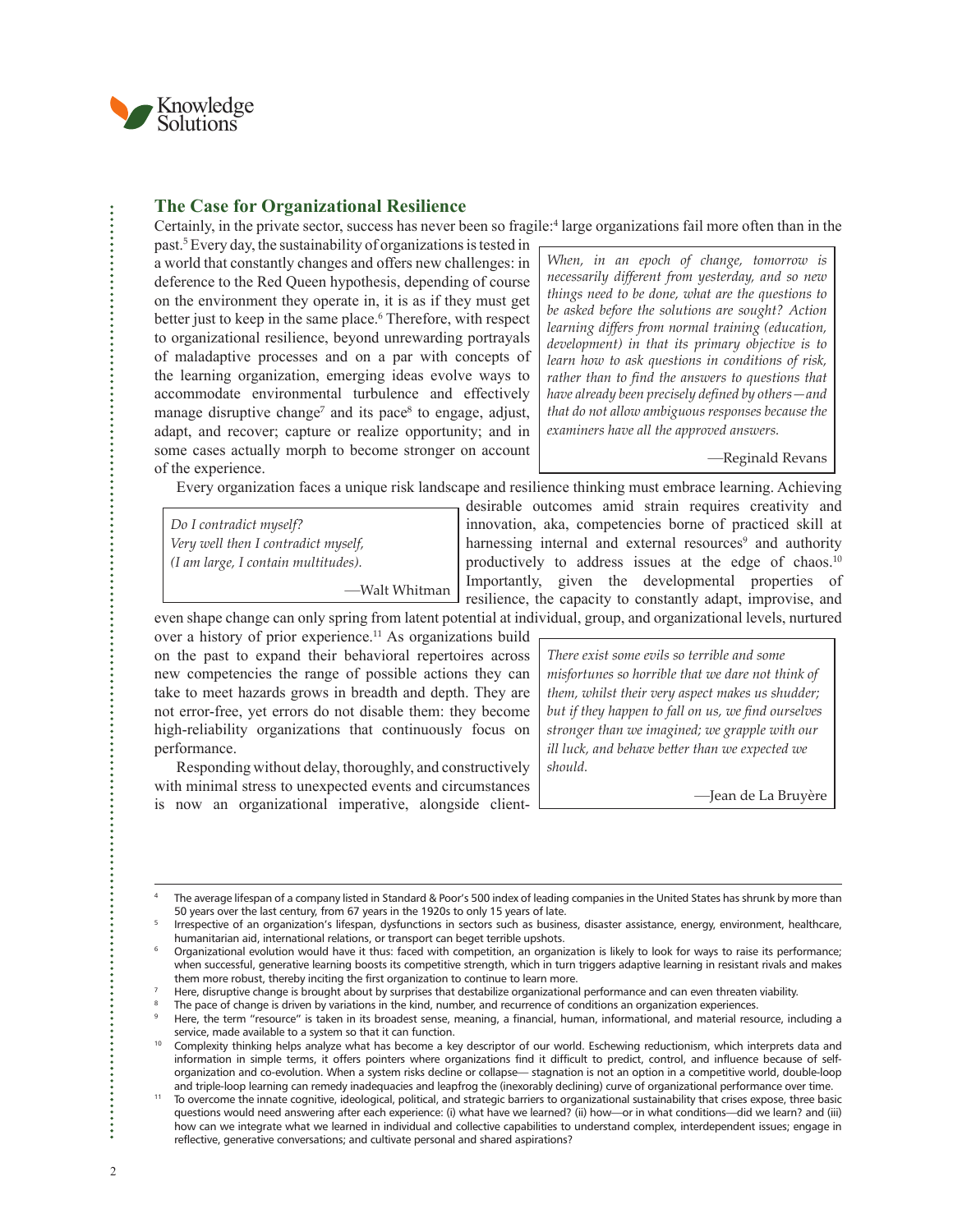## The Case for Organizational Resilience

Certainly, in the private sector, success has never been so fragile:[4] large organizations fail more often than in the past.[5] Every day, the sustainability of organizations is tested in a world that constantly changes and offers new challenges: in deference to the Red Queen hypothesis, depending of course on the environment they operate in, it is as if they must get better just to keep in the same place.[6] Therefore, with respect to organizational resilience, beyond unrewarding portrayals of maladaptive processes and on a par with concepts of the learning organization, emerging ideas evolve ways to accommodate environmental turbulence and effectively manage disruptive change[7] and its pace[8] to engage, adjust, adapt, and recover; capture or realize opportunity; and in some cases actually morph to become stronger on account of the experience.

> *When, in an epoch of change, tomorrow is necessarily different from yesterday, and so new things need to be done, what are the questions to be asked before the solutions are sought? Action learning differs from normal training (education, development) in that its primary objective is to learn how to ask questions in conditions of risk, rather than to find the answers to questions that have already been precisely defined by others—and that do not allow ambiguous responses because the examiners have all the approved answers.*
>
> —Reginald Revans

Every organization faces a unique risk landscape and resilience thinking must embrace learning. Achieving desirable outcomes amid strain requires creativity and innovation, aka, competencies borne of practiced skill at harnessing internal and external resources[9] and authority productively to address issues at the edge of chaos.[10] Importantly, given the developmental properties of resilience, the capacity to constantly adapt, improvise, and even shape change can only spring from latent potential at individual, group, and organizational levels, nurtured over a history of prior experience.[11] As organizations build on the past to expand their behavioral repertoires across new competencies the range of possible actions they can take to meet hazards grows in breadth and depth. They are not error-free, yet errors do not disable them: they become high-reliability organizations that continuously focus on performance.

> *Do I contradict myself?*
> *Very well then I contradict myself,*
> *(I am large, I contain multitudes).*
>
> —Walt Whitman

Responding without delay, thoroughly, and constructively with minimal stress to unexpected events and circumstances is now an organizational imperative, alongside client-

> *There exist some evils so terrible and some misfortunes so horrible that we dare not think of them, whilst their very aspect makes us shudder; but if they happen to fall on us, we find ourselves stronger than we imagined; we grapple with our ill luck, and behave better than we expected we should.*
>
> —Jean de La Bruyère

---

[4] The average lifespan of a company listed in Standard & Poor's 500 index of leading companies in the United States has shrunk by more than 50 years over the last century, from 67 years in the 1920s to only 15 years of late.

[5] Irrespective of an organization's lifespan, dysfunctions in sectors such as business, disaster assistance, energy, environment, healthcare, humanitarian aid, international relations, or transport can beget terrible upshots.

[6] Organizational evolution would have it thus: faced with competition, an organization is likely to look for ways to raise its performance; when successful, generative learning boosts its competitive strength, which in turn triggers adaptive learning in resistant rivals and makes them more robust, thereby inciting the first organization to continue to learn more.

[7] Here, disruptive change is brought about by surprises that destabilize organizational performance and can even threaten viability.

[8] The pace of change is driven by variations in the kind, number, and recurrence of conditions an organization experiences.

[9] Here, the term "resource" is taken in its broadest sense, meaning, a financial, human, informational, and material resource, including a service, made available to a system so that it can function.

[10] Complexity thinking helps analyze what has become a key descriptor of our world. Eschewing reductionism, which interprets data and information in simple terms, it offers pointers where organizations find it difficult to predict, control, and influence because of self-organization and co-evolution. When a system risks decline or collapse— stagnation is not an option in a competitive world, double-loop and triple-loop learning can remedy inadequacies and leapfrog the (inexorably declining) curve of organizational performance over time.

[11] To overcome the innate cognitive, ideological, political, and strategic barriers to organizational sustainability that crises expose, three basic questions would need answering after each experience: (i) what have we learned? (ii) how—or in what conditions—did we learn? and (iii) how can we integrate what we learned in individual and collective capabilities to understand complex, interdependent issues; engage in reflective, generative conversations; and cultivate personal and shared aspirations?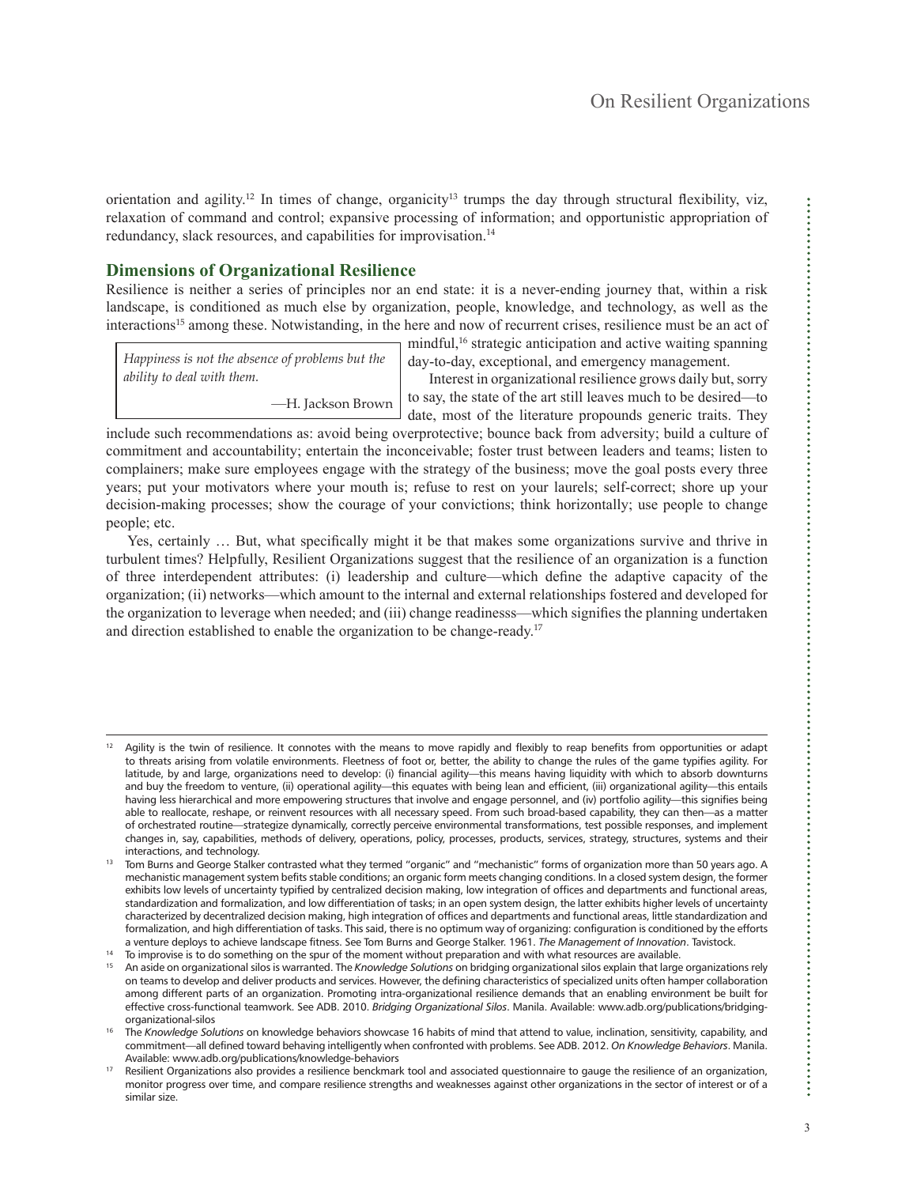orientation and agility.[12] In times of change, organicity[13] trumps the day through structural flexibility, viz, relaxation of command and control; expansive processing of information; and opportunistic appropriation of redundancy, slack resources, and capabilities for improvisation.[14]

## Dimensions of Organizational Resilience

Resilience is neither a series of principles nor an end state: it is a never-ending journey that, within a risk landscape, is conditioned as much else by organization, people, knowledge, and technology, as well as the interactions[15] among these. Notwistanding, in the here and now of recurrent crises, resilience must be an act of mindful,[16] strategic anticipation and active waiting spanning day-to-day, exceptional, and emergency management.

> *Happiness is not the absence of problems but the ability to deal with them.*
>
> —H. Jackson Brown

Interest in organizational resilience grows daily but, sorry to say, the state of the art still leaves much to be desired—to date, most of the literature propounds generic traits. They include such recommendations as: avoid being overprotective; bounce back from adversity; build a culture of commitment and accountability; entertain the inconceivable; foster trust between leaders and teams; listen to complainers; make sure employees engage with the strategy of the business; move the goal posts every three years; put your motivators where your mouth is; refuse to rest on your laurels; self-correct; shore up your decision-making processes; show the courage of your convictions; think horizontally; use people to change people; etc.

Yes, certainly … But, what specifically might it be that makes some organizations survive and thrive in turbulent times? Helpfully, Resilient Organizations suggest that the resilience of an organization is a function of three interdependent attributes: (i) leadership and culture—which define the adaptive capacity of the organization; (ii) networks—which amount to the internal and external relationships fostered and developed for the organization to leverage when needed; and (iii) change readinesss—which signifies the planning undertaken and direction established to enable the organization to be change-ready.[17]

---

[12] Agility is the twin of resilience. It connotes with the means to move rapidly and flexibly to reap benefits from opportunities or adapt to threats arising from volatile environments. Fleetness of foot or, better, the ability to change the rules of the game typifies agility. For latitude, by and large, organizations need to develop: (i) financial agility—this means having liquidity with which to absorb downturns and buy the freedom to venture, (ii) operational agility—this equates with being lean and efficient, (iii) organizational agility—this entails having less hierarchical and more empowering structures that involve and engage personnel, and (iv) portfolio agility—this signifies being able to reallocate, reshape, or reinvent resources with all necessary speed. From such broad-based capability, they can then—as a matter of orchestrated routine—strategize dynamically, correctly perceive environmental transformations, test possible responses, and implement changes in, say, capabilities, methods of delivery, operations, policy, processes, products, services, strategy, structures, systems and their interactions, and technology.

[13] Tom Burns and George Stalker contrasted what they termed "organic" and "mechanistic" forms of organization more than 50 years ago. A mechanistic management system befits stable conditions; an organic form meets changing conditions. In a closed system design, the former exhibits low levels of uncertainty typified by centralized decision making, low integration of offices and departments and functional areas, standardization and formalization, and low differentiation of tasks; in an open system design, the latter exhibits higher levels of uncertainty characterized by decentralized decision making, high integration of offices and departments and functional areas, little standardization and formalization, and high differentiation of tasks. This said, there is no optimum way of organizing: configuration is conditioned by the efforts a venture deploys to achieve landscape fitness. See Tom Burns and George Stalker. 1961. *The Management of Innovation*. Tavistock.

[14] To improvise is to do something on the spur of the moment without preparation and with what resources are available.

[15] An aside on organizational silos is warranted. The *Knowledge Solutions* on bridging organizational silos explain that large organizations rely on teams to develop and deliver products and services. However, the defining characteristics of specialized units often hamper collaboration among different parts of an organization. Promoting intra-organizational resilience demands that an enabling environment be built for effective cross-functional teamwork. See ADB. 2010. *Bridging Organizational Silos*. Manila. Available: www.adb.org/publications/bridging-organizational-silos

[16] The *Knowledge Solutions* on knowledge behaviors showcase 16 habits of mind that attend to value, inclination, sensitivity, capability, and commitment—all defined toward behaving intelligently when confronted with problems. See ADB. 2012. *On Knowledge Behaviors*. Manila. Available: www.adb.org/publications/knowledge-behaviors

[17] Resilient Organizations also provides a resilience benckmark tool and associated questionnaire to gauge the resilience of an organization, monitor progress over time, and compare resilience strengths and weaknesses against other organizations in the sector of interest or of a similar size.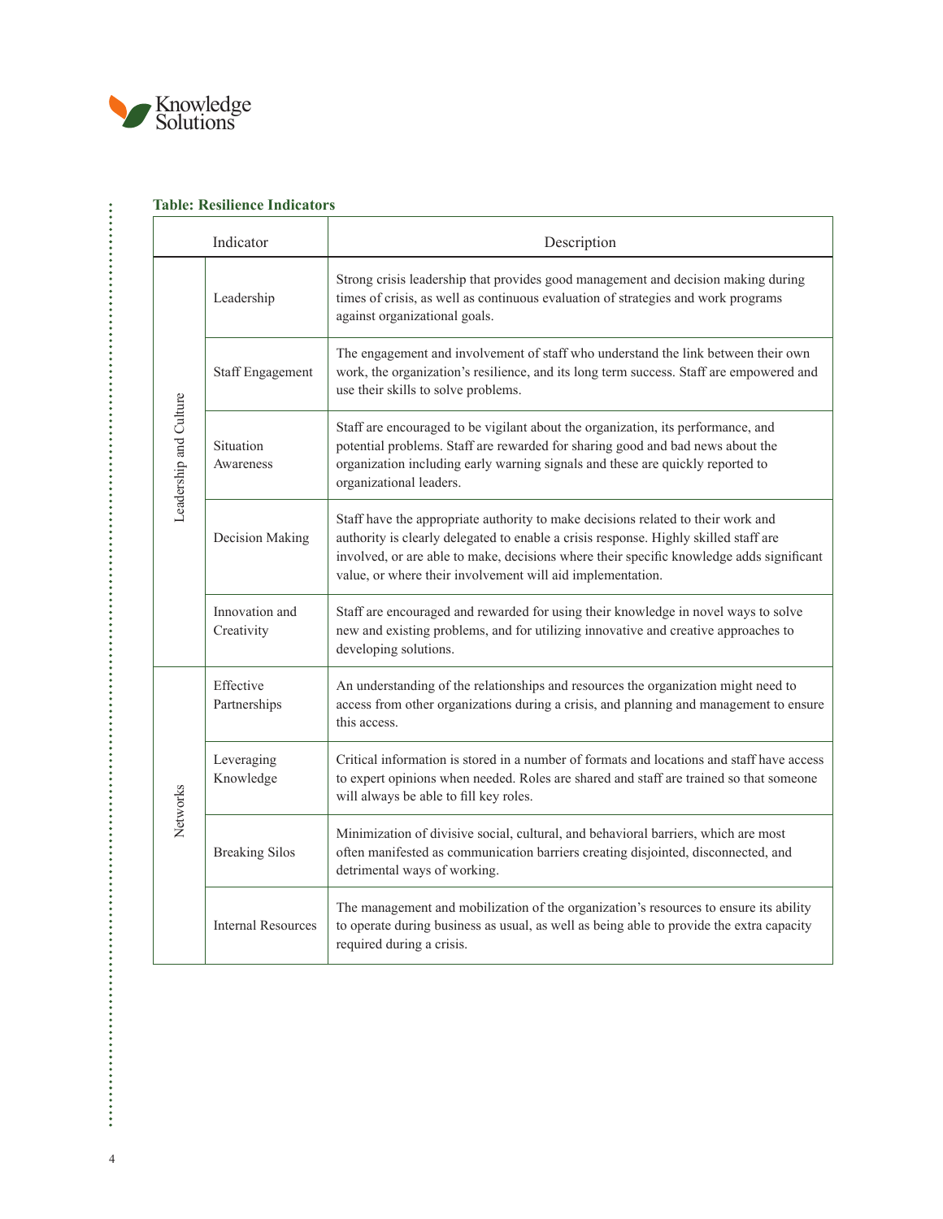**Table: Resilience Indicators**

| Indicator | | Description |
|---|---|---|
| Leadership and Culture | Leadership | Strong crisis leadership that provides good management and decision making during times of crisis, as well as continuous evaluation of strategies and work programs against organizational goals. |
| | Staff Engagement | The engagement and involvement of staff who understand the link between their own work, the organization's resilience, and its long term success. Staff are empowered and use their skills to solve problems. |
| | Situation Awareness | Staff are encouraged to be vigilant about the organization, its performance, and potential problems. Staff are rewarded for sharing good and bad news about the organization including early warning signals and these are quickly reported to organizational leaders. |
| | Decision Making | Staff have the appropriate authority to make decisions related to their work and authority is clearly delegated to enable a crisis response. Highly skilled staff are involved, or are able to make, decisions where their specific knowledge adds significant value, or where their involvement will aid implementation. |
| | Innovation and Creativity | Staff are encouraged and rewarded for using their knowledge in novel ways to solve new and existing problems, and for utilizing innovative and creative approaches to developing solutions. |
| Networks | Effective Partnerships | An understanding of the relationships and resources the organization might need to access from other organizations during a crisis, and planning and management to ensure this access. |
| | Leveraging Knowledge | Critical information is stored in a number of formats and locations and staff have access to expert opinions when needed. Roles are shared and staff are trained so that someone will always be able to fill key roles. |
| | Breaking Silos | Minimization of divisive social, cultural, and behavioral barriers, which are most often manifested as communication barriers creating disjointed, disconnected, and detrimental ways of working. |
| | Internal Resources | The management and mobilization of the organization's resources to ensure its ability to operate during business as usual, as well as being able to provide the extra capacity required during a crisis. |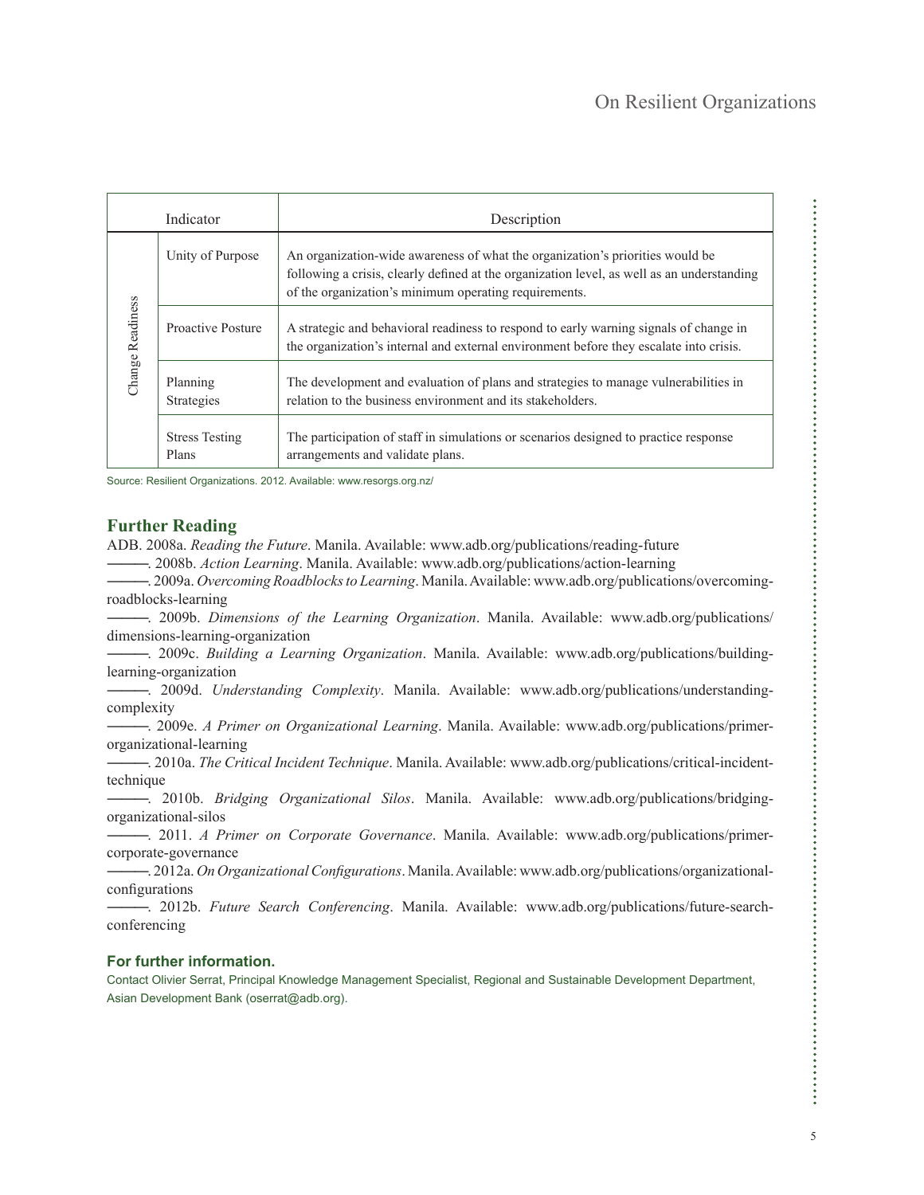| Indicator | | Description |
|---|---|---|
| Change Readiness | Unity of Purpose | An organization-wide awareness of what the organization's priorities would be following a crisis, clearly defined at the organization level, as well as an understanding of the organization's minimum operating requirements. |
| | Proactive Posture | A strategic and behavioral readiness to respond to early warning signals of change in the organization's internal and external environment before they escalate into crisis. |
| | Planning Strategies | The development and evaluation of plans and strategies to manage vulnerabilities in relation to the business environment and its stakeholders. |
| | Stress Testing Plans | The participation of staff in simulations or scenarios designed to practice response arrangements and validate plans. |

Source: Resilient Organizations. 2012. Available: www.resorgs.org.nz/

## Further Reading

ADB. 2008a. *Reading the Future*. Manila. Available: www.adb.org/publications/reading-future

———. 2008b. *Action Learning*. Manila. Available: www.adb.org/publications/action-learning

———. 2009a. *Overcoming Roadblocks to Learning*. Manila. Available: www.adb.org/publications/overcoming-roadblocks-learning

———. 2009b. *Dimensions of the Learning Organization*. Manila. Available: www.adb.org/publications/dimensions-learning-organization

———. 2009c. *Building a Learning Organization*. Manila. Available: www.adb.org/publications/building-learning-organization

———. 2009d. *Understanding Complexity*. Manila. Available: www.adb.org/publications/understanding-complexity

———. 2009e. *A Primer on Organizational Learning*. Manila. Available: www.adb.org/publications/primer-organizational-learning

———. 2010a. *The Critical Incident Technique*. Manila. Available: www.adb.org/publications/critical-incident-technique

———. 2010b. *Bridging Organizational Silos*. Manila. Available: www.adb.org/publications/bridging-organizational-silos

———. 2011. *A Primer on Corporate Governance*. Manila. Available: www.adb.org/publications/primer-corporate-governance

———. 2012a. *On Organizational Configurations*. Manila. Available: www.adb.org/publications/organizational-configurations

———. 2012b. *Future Search Conferencing*. Manila. Available: www.adb.org/publications/future-search-conferencing

### For further information.

Contact Olivier Serrat, Principal Knowledge Management Specialist, Regional and Sustainable Development Department, Asian Development Bank (oserrat@adb.org).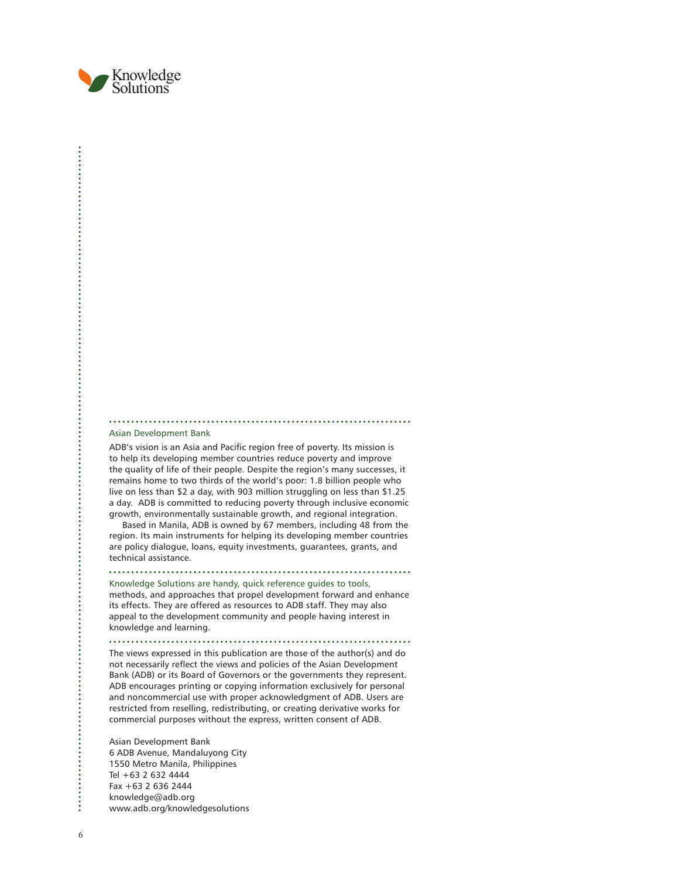Knowledge Solutions

## Asian Development Bank

ADB's vision is an Asia and Pacific region free of poverty. Its mission is to help its developing member countries reduce poverty and improve the quality of life of their people. Despite the region's many successes, it remains home to two thirds of the world's poor: 1.8 billion people who live on less than $2 a day, with 903 million struggling on less than $1.25 a day. ADB is committed to reducing poverty through inclusive economic growth, environmentally sustainable growth, and regional integration.

Based in Manila, ADB is owned by 67 members, including 48 from the region. Its main instruments for helping its developing member countries are policy dialogue, loans, equity investments, guarantees, grants, and technical assistance.

Knowledge Solutions are handy, quick reference guides to tools, methods, and approaches that propel development forward and enhance its effects. They are offered as resources to ADB staff. They may also appeal to the development community and people having interest in knowledge and learning.

The views expressed in this publication are those of the author(s) and do not necessarily reflect the views and policies of the Asian Development Bank (ADB) or its Board of Governors or the governments they represent. ADB encourages printing or copying information exclusively for personal and noncommercial use with proper acknowledgment of ADB. Users are restricted from reselling, redistributing, or creating derivative works for commercial purposes without the express, written consent of ADB.

Asian Development Bank
6 ADB Avenue, Mandaluyong City
1550 Metro Manila, Philippines
Tel +63 2 632 4444
Fax +63 2 636 2444
knowledge@adb.org
www.adb.org/knowledgesolutions